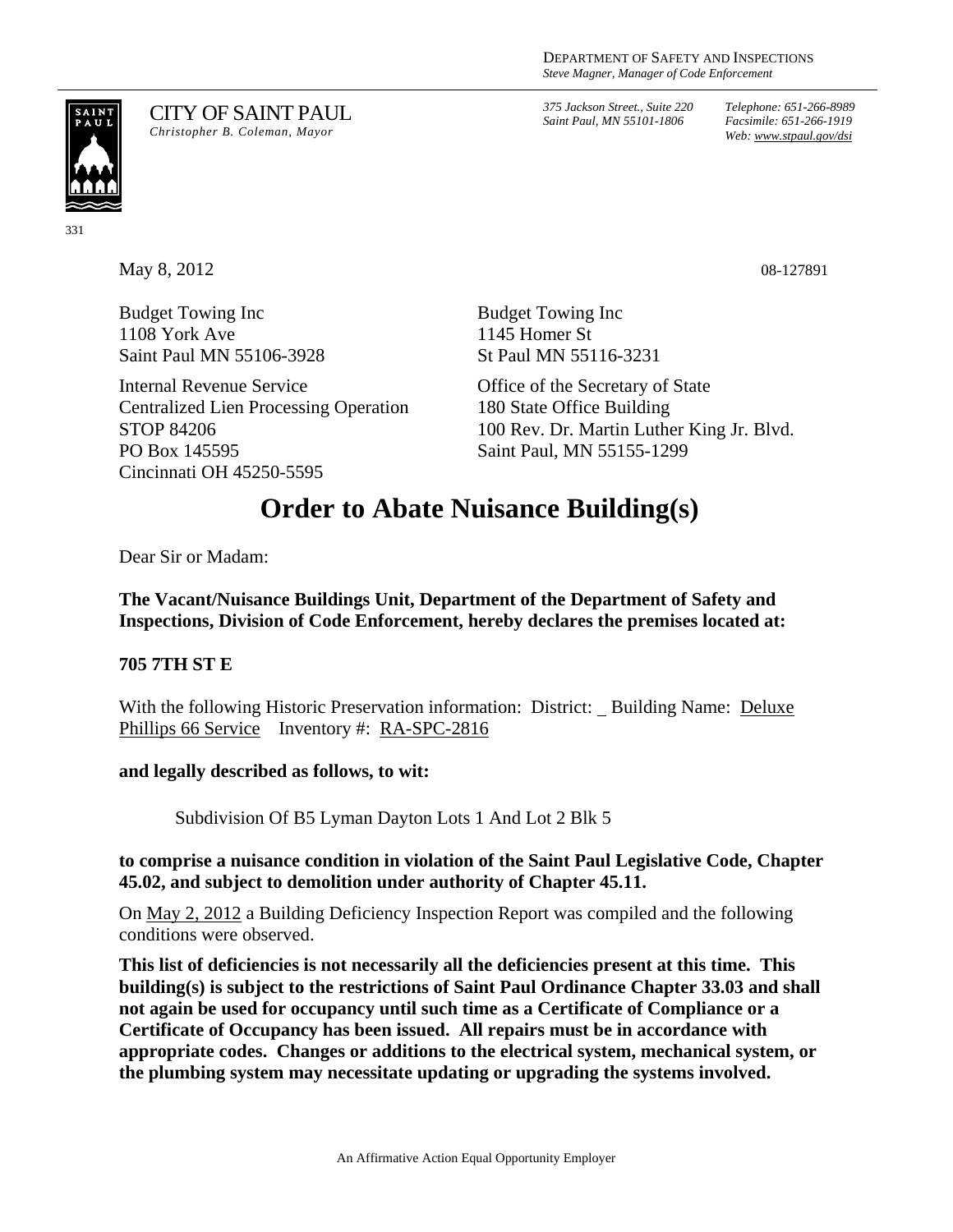DEPARTMENT OF SAFETY AND INSPECTIONS
*Steve Magner, Manager of Code Enforcement*

CITY OF SAINT PAUL
*Christopher B. Coleman, Mayor*

*375 Jackson Street., Suite 220*
*Saint Paul, MN 55101-1806*

*Telephone: 651-266-8989*
*Facsimile: 651-266-1919*
*Web: www.stpaul.gov/dsi*

331

May 8, 2012

08-127891

Budget Towing Inc
1108 York Ave
Saint Paul MN 55106-3928

Budget Towing Inc
1145 Homer St
St Paul MN 55116-3231

Internal Revenue Service
Centralized Lien Processing Operation
STOP 84206
PO Box 145595
Cincinnati OH 45250-5595

Office of the Secretary of State
180 State Office Building
100 Rev. Dr. Martin Luther King Jr. Blvd.
Saint Paul, MN 55155-1299

# Order to Abate Nuisance Building(s)

Dear Sir or Madam:

**The Vacant/Nuisance Buildings Unit, Department of the Department of Safety and Inspections, Division of Code Enforcement, hereby declares the premises located at:**

**705 7TH ST E**

With the following Historic Preservation information: District: _ Building Name: Deluxe Phillips 66 Service Inventory #: RA-SPC-2816

**and legally described as follows, to wit:**

Subdivision Of B5 Lyman Dayton Lots 1 And Lot 2 Blk 5

**to comprise a nuisance condition in violation of the Saint Paul Legislative Code, Chapter 45.02, and subject to demolition under authority of Chapter 45.11.**

On May 2, 2012 a Building Deficiency Inspection Report was compiled and the following conditions were observed.

**This list of deficiencies is not necessarily all the deficiencies present at this time. This building(s) is subject to the restrictions of Saint Paul Ordinance Chapter 33.03 and shall not again be used for occupancy until such time as a Certificate of Compliance or a Certificate of Occupancy has been issued. All repairs must be in accordance with appropriate codes. Changes or additions to the electrical system, mechanical system, or the plumbing system may necessitate updating or upgrading the systems involved.**

An Affirmative Action Equal Opportunity Employer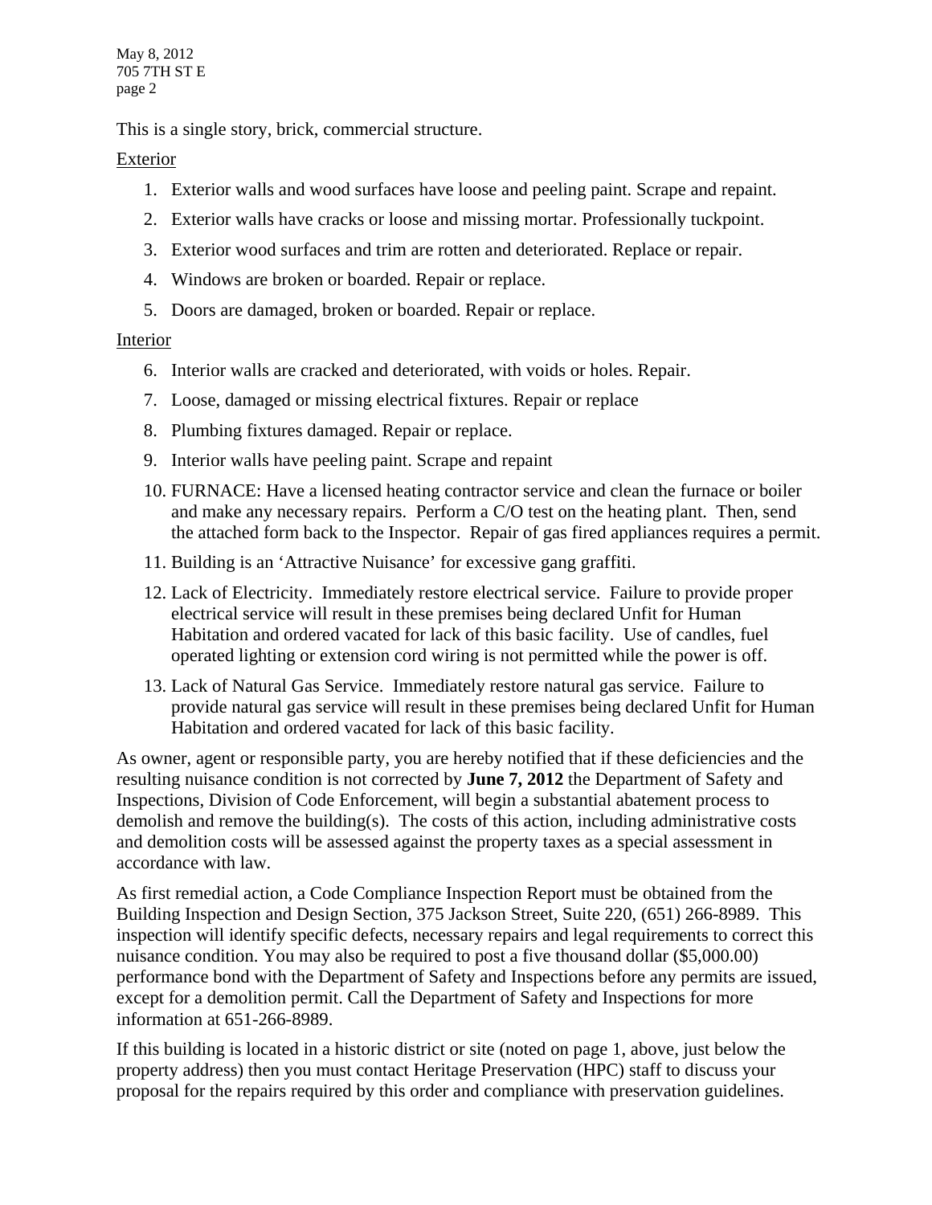This is a single story, brick, commercial structure.

Exterior

1. Exterior walls and wood surfaces have loose and peeling paint. Scrape and repaint.
2. Exterior walls have cracks or loose and missing mortar. Professionally tuckpoint.
3. Exterior wood surfaces and trim are rotten and deteriorated. Replace or repair.
4. Windows are broken or boarded. Repair or replace.
5. Doors are damaged, broken or boarded. Repair or replace.

Interior

6. Interior walls are cracked and deteriorated, with voids or holes. Repair.
7. Loose, damaged or missing electrical fixtures. Repair or replace
8. Plumbing fixtures damaged. Repair or replace.
9. Interior walls have peeling paint. Scrape and repaint
10. FURNACE: Have a licensed heating contractor service and clean the furnace or boiler and make any necessary repairs. Perform a C/O test on the heating plant. Then, send the attached form back to the Inspector. Repair of gas fired appliances requires a permit.
11. Building is an 'Attractive Nuisance' for excessive gang graffiti.
12. Lack of Electricity. Immediately restore electrical service. Failure to provide proper electrical service will result in these premises being declared Unfit for Human Habitation and ordered vacated for lack of this basic facility. Use of candles, fuel operated lighting or extension cord wiring is not permitted while the power is off.
13. Lack of Natural Gas Service. Immediately restore natural gas service. Failure to provide natural gas service will result in these premises being declared Unfit for Human Habitation and ordered vacated for lack of this basic facility.

As owner, agent or responsible party, you are hereby notified that if these deficiencies and the resulting nuisance condition is not corrected by **June 7, 2012** the Department of Safety and Inspections, Division of Code Enforcement, will begin a substantial abatement process to demolish and remove the building(s). The costs of this action, including administrative costs and demolition costs will be assessed against the property taxes as a special assessment in accordance with law.

As first remedial action, a Code Compliance Inspection Report must be obtained from the Building Inspection and Design Section, 375 Jackson Street, Suite 220, (651) 266-8989. This inspection will identify specific defects, necessary repairs and legal requirements to correct this nuisance condition. You may also be required to post a five thousand dollar ($5,000.00) performance bond with the Department of Safety and Inspections before any permits are issued, except for a demolition permit. Call the Department of Safety and Inspections for more information at 651-266-8989.

If this building is located in a historic district or site (noted on page 1, above, just below the property address) then you must contact Heritage Preservation (HPC) staff to discuss your proposal for the repairs required by this order and compliance with preservation guidelines.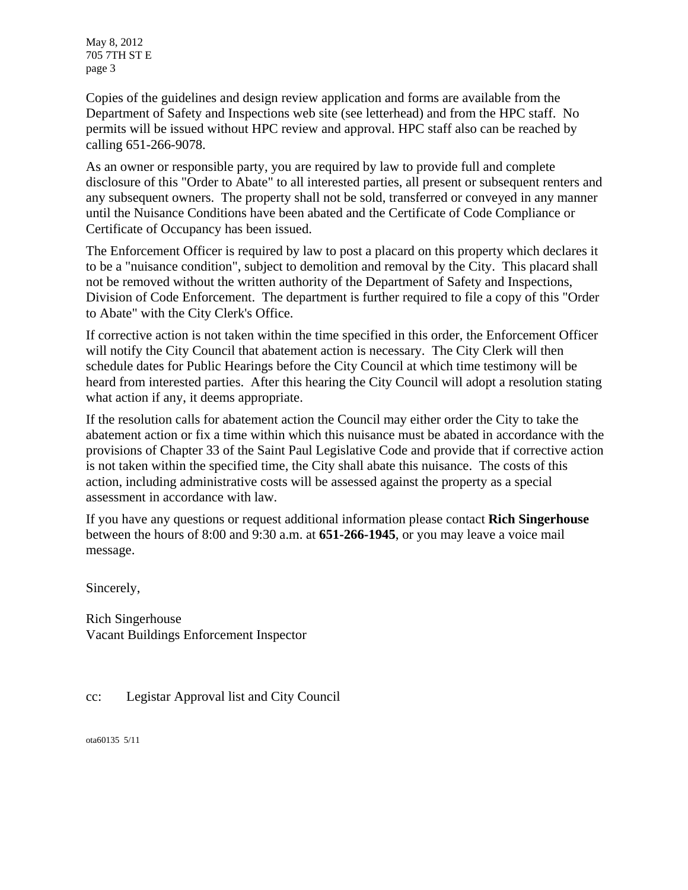Copies of the guidelines and design review application and forms are available from the Department of Safety and Inspections web site (see letterhead) and from the HPC staff. No permits will be issued without HPC review and approval. HPC staff also can be reached by calling 651-266-9078.

As an owner or responsible party, you are required by law to provide full and complete disclosure of this "Order to Abate" to all interested parties, all present or subsequent renters and any subsequent owners. The property shall not be sold, transferred or conveyed in any manner until the Nuisance Conditions have been abated and the Certificate of Code Compliance or Certificate of Occupancy has been issued.

The Enforcement Officer is required by law to post a placard on this property which declares it to be a "nuisance condition", subject to demolition and removal by the City. This placard shall not be removed without the written authority of the Department of Safety and Inspections, Division of Code Enforcement. The department is further required to file a copy of this "Order to Abate" with the City Clerk's Office.

If corrective action is not taken within the time specified in this order, the Enforcement Officer will notify the City Council that abatement action is necessary. The City Clerk will then schedule dates for Public Hearings before the City Council at which time testimony will be heard from interested parties. After this hearing the City Council will adopt a resolution stating what action if any, it deems appropriate.

If the resolution calls for abatement action the Council may either order the City to take the abatement action or fix a time within which this nuisance must be abated in accordance with the provisions of Chapter 33 of the Saint Paul Legislative Code and provide that if corrective action is not taken within the specified time, the City shall abate this nuisance. The costs of this action, including administrative costs will be assessed against the property as a special assessment in accordance with law.

If you have any questions or request additional information please contact **Rich Singerhouse** between the hours of 8:00 and 9:30 a.m. at **651-266-1945**, or you may leave a voice mail message.

Sincerely,

Rich Singerhouse
Vacant Buildings Enforcement Inspector

cc: Legistar Approval list and City Council

ota60135 5/11